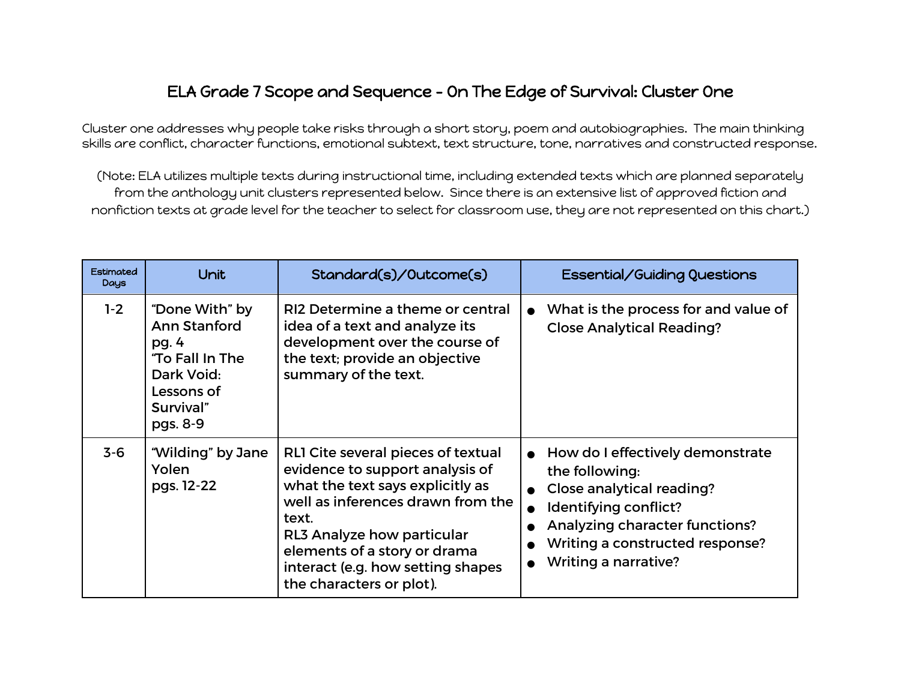# ELA Grade 7 Scope and Sequence - On The Edge of Survival: Cluster One

Cluster one addresses why people take risks through a short story, poem and autobiographies. The main thinking skills are conflict, character functions, emotional subtext, text structure, tone, narratives and constructed response.

(Note: ELA utilizes multiple texts during instructional time, including extended texts which are planned separately from the anthology unit clusters represented below. Since there is an extensive list of approved fiction and nonfiction texts at grade level for the teacher to select for classroom use, they are not represented on this chart.)

| Estimated Days | Unit | Standard(s)/Outcome(s) | Essential/Guiding Questions |
|---|---|---|---|
| 1-2 | "Done With" by Ann Stanford pg. 4<br>"To Fall In The Dark Void: Lessons of Survival" pgs. 8-9 | RI2 Determine a theme or central idea of a text and analyze its development over the course of the text; provide an objective summary of the text. | • What is the process for and value of Close Analytical Reading? |
| 3-6 | "Wilding" by Jane Yolen pgs. 12-22 | RL1 Cite several pieces of textual evidence to support analysis of what the text says explicitly as well as inferences drawn from the text.<br>RL3 Analyze how particular elements of a story or drama interact (e.g. how setting shapes the characters or plot). | • How do I effectively demonstrate the following:<br>• Close analytical reading?<br>• Identifying conflict?<br>• Analyzing character functions?<br>• Writing a constructed response?<br>• Writing a narrative? |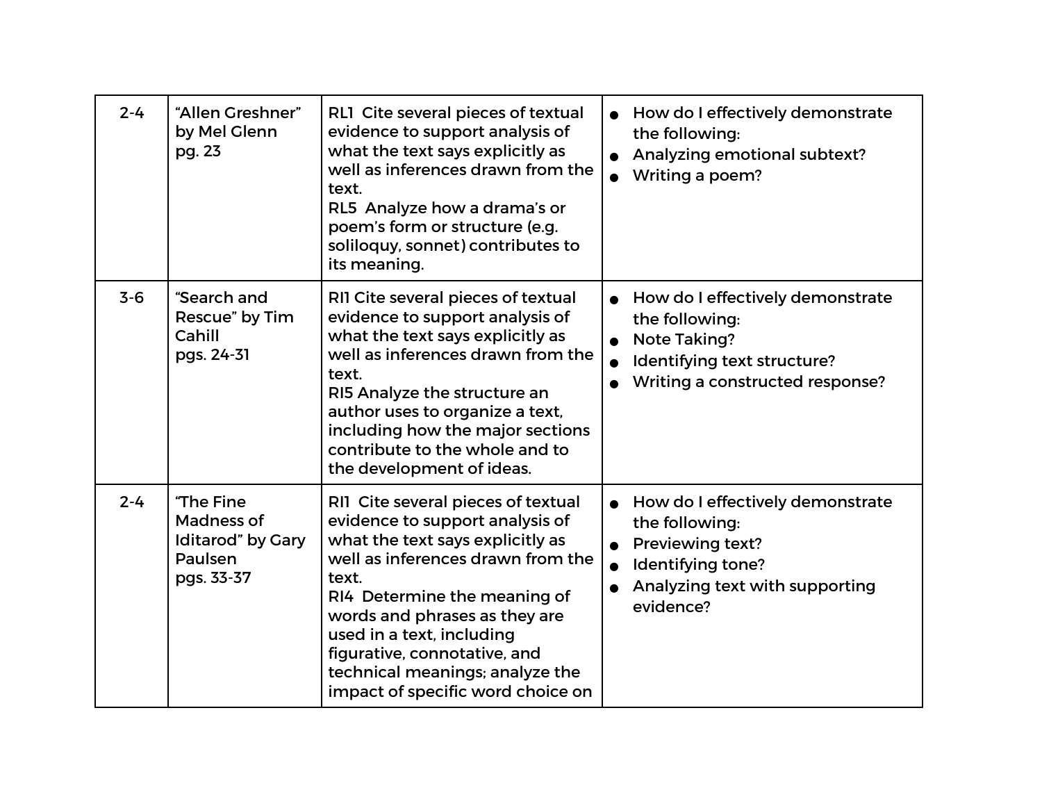| 2-4 | "Allen Greshner" by Mel Glenn pg. 23 | RL1 Cite several pieces of textual evidence to support analysis of what the text says explicitly as well as inferences drawn from the text.<br>RL5 Analyze how a drama's or poem's form or structure (e.g. soliloquy, sonnet) contributes to its meaning. | • How do I effectively demonstrate the following:<br>• Analyzing emotional subtext?<br>• Writing a poem? |
|---|---|---|---|
| 3-6 | "Search and Rescue" by Tim Cahill pgs. 24-31 | RI1 Cite several pieces of textual evidence to support analysis of what the text says explicitly as well as inferences drawn from the text.<br>RI5 Analyze the structure an author uses to organize a text, including how the major sections contribute to the whole and to the development of ideas. | • How do I effectively demonstrate the following:<br>• Note Taking?<br>• Identifying text structure?<br>• Writing a constructed response? |
| 2-4 | "The Fine Madness of Iditarod" by Gary Paulsen pgs. 33-37 | RI1 Cite several pieces of textual evidence to support analysis of what the text says explicitly as well as inferences drawn from the text.<br>RI4 Determine the meaning of words and phrases as they are used in a text, including figurative, connotative, and technical meanings; analyze the impact of specific word choice on | • How do I effectively demonstrate the following:<br>• Previewing text?<br>• Identifying tone?<br>• Analyzing text with supporting evidence? |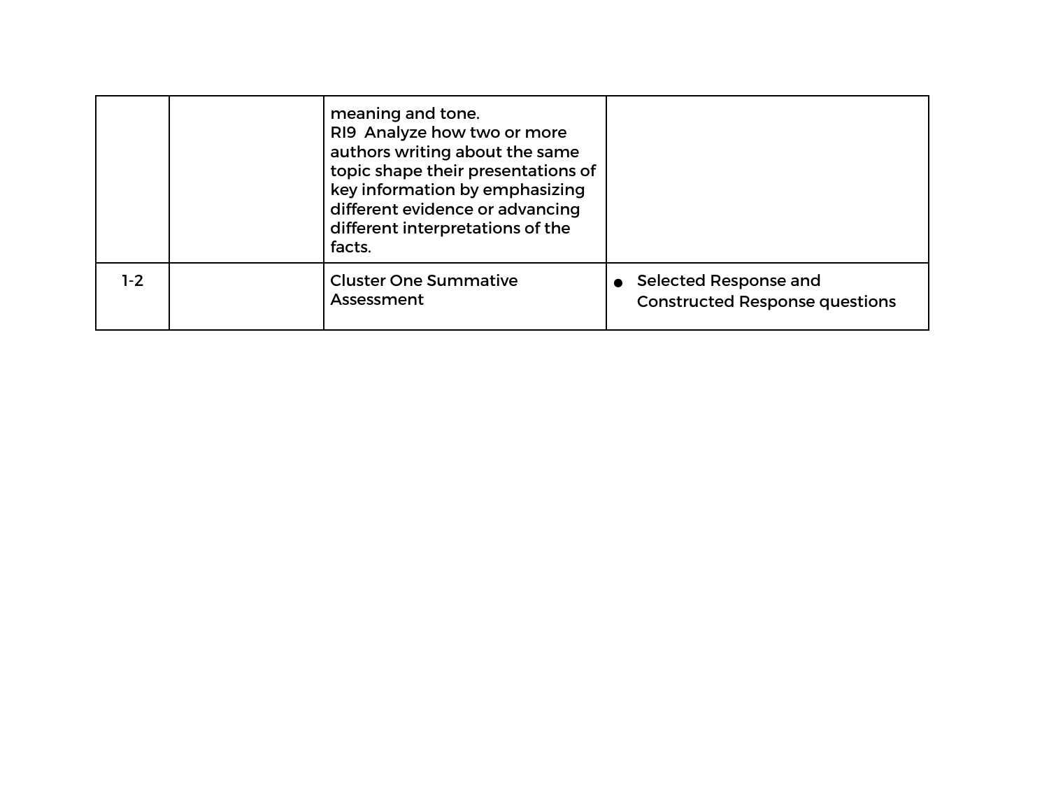| | | | |
|---|---|---|---|
| | | meaning and tone.<br>RI9 Analyze how two or more authors writing about the same topic shape their presentations of key information by emphasizing different evidence or advancing different interpretations of the facts. | |
| 1-2 | | Cluster One Summative Assessment | • Selected Response and Constructed Response questions |